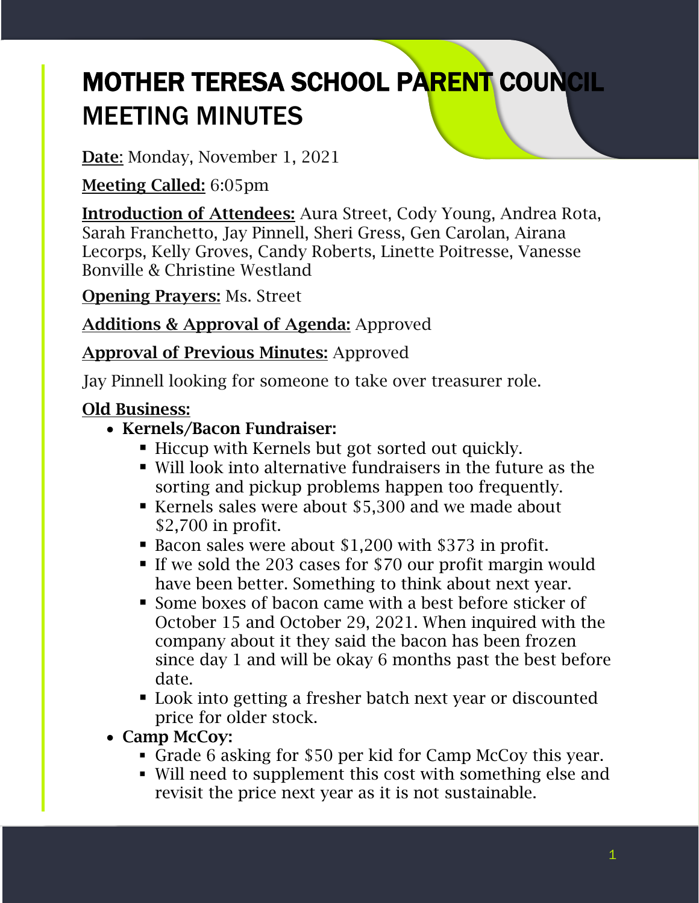# MOTHER TERESA SCHOOL PARENT COUNCIL MEETING MINUTES

**Date:** Monday, November 1, 2021

**Meeting Called:** 6:05pm

**Introduction of Attendees:** Aura Street, Cody Young, Andrea Rota, Sarah Franchetto, Jay Pinnell, Sheri Gress, Gen Carolan, Airana Lecorps, Kelly Groves, Candy Roberts, Linette Poitresse, Vanesse Bonville & Christine Westland

**Opening Prayers:** Ms. Street

**Additions & Approval of Agenda:** Approved

**Approval of Previous Minutes:** Approved

Jay Pinnell looking for someone to take over treasurer role.

**Old Business:**

- **Kernels/Bacon Fundraiser:**
  - Hiccup with Kernels but got sorted out quickly.
  - Will look into alternative fundraisers in the future as the sorting and pickup problems happen too frequently.
  - Kernels sales were about $5,300 and we made about $2,700 in profit.
  - Bacon sales were about $1,200 with $373 in profit.
  - If we sold the 203 cases for $70 our profit margin would have been better. Something to think about next year.
  - Some boxes of bacon came with a best before sticker of October 15 and October 29, 2021. When inquired with the company about it they said the bacon has been frozen since day 1 and will be okay 6 months past the best before date.
  - Look into getting a fresher batch next year or discounted price for older stock.
- **Camp McCoy:**
  - Grade 6 asking for $50 per kid for Camp McCoy this year.
  - Will need to supplement this cost with something else and revisit the price next year as it is not sustainable.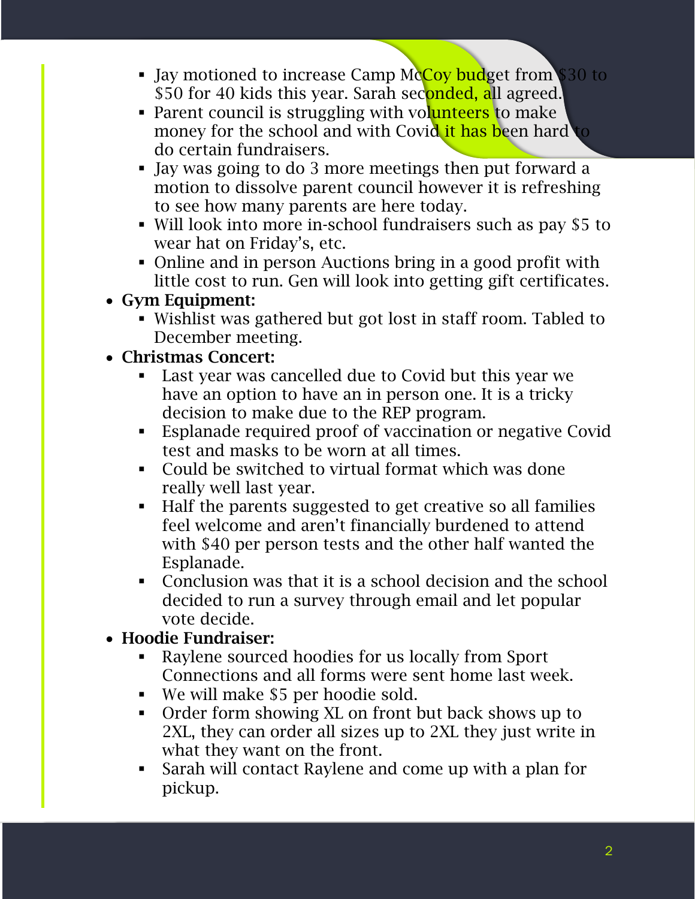- Jay motioned to increase Camp McCoy budget from $30 to $50 for 40 kids this year. Sarah seconded, all agreed.
  - Parent council is struggling with volunteers to make money for the school and with Covid it has been hard to do certain fundraisers.
  - Jay was going to do 3 more meetings then put forward a motion to dissolve parent council however it is refreshing to see how many parents are here today.
  - Will look into more in-school fundraisers such as pay $5 to wear hat on Friday's, etc.
  - Online and in person Auctions bring in a good profit with little cost to run. Gen will look into getting gift certificates.
- **Gym Equipment:**
  - Wishlist was gathered but got lost in staff room. Tabled to December meeting.
- **Christmas Concert:**
  - Last year was cancelled due to Covid but this year we have an option to have an in person one. It is a tricky decision to make due to the REP program.
  - Esplanade required proof of vaccination or negative Covid test and masks to be worn at all times.
  - Could be switched to virtual format which was done really well last year.
  - Half the parents suggested to get creative so all families feel welcome and aren't financially burdened to attend with $40 per person tests and the other half wanted the Esplanade.
  - Conclusion was that it is a school decision and the school decided to run a survey through email and let popular vote decide.
- **Hoodie Fundraiser:**
  - Raylene sourced hoodies for us locally from Sport Connections and all forms were sent home last week.
  - We will make $5 per hoodie sold.
  - Order form showing XL on front but back shows up to 2XL, they can order all sizes up to 2XL they just write in what they want on the front.
  - Sarah will contact Raylene and come up with a plan for pickup.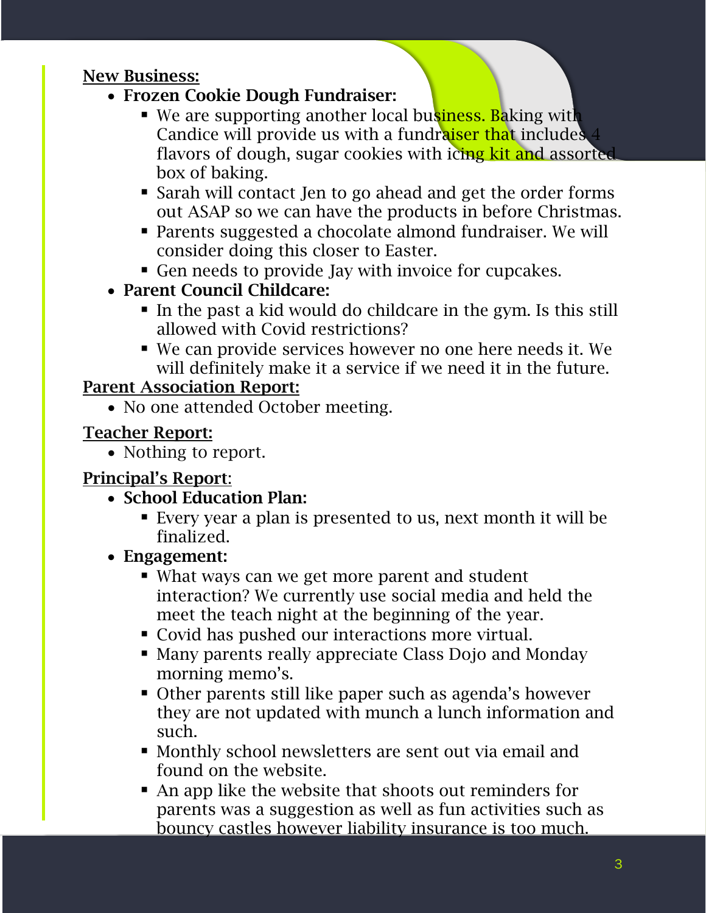## New Business:

- **Frozen Cookie Dough Fundraiser:**
  - We are supporting another local business. Baking with Candice will provide us with a fundraiser that includes 4 flavors of dough, sugar cookies with icing kit and assorted box of baking.
  - Sarah will contact Jen to go ahead and get the order forms out ASAP so we can have the products in before Christmas.
  - Parents suggested a chocolate almond fundraiser. We will consider doing this closer to Easter.
  - Gen needs to provide Jay with invoice for cupcakes.
- **Parent Council Childcare:**
  - In the past a kid would do childcare in the gym. Is this still allowed with Covid restrictions?
  - We can provide services however no one here needs it. We will definitely make it a service if we need it in the future.

## Parent Association Report:

- No one attended October meeting.

## Teacher Report:

- Nothing to report.

## Principal's Report:

- **School Education Plan:**
  - Every year a plan is presented to us, next month it will be finalized.
- **Engagement:**
  - What ways can we get more parent and student interaction? We currently use social media and held the meet the teach night at the beginning of the year.
  - Covid has pushed our interactions more virtual.
  - Many parents really appreciate Class Dojo and Monday morning memo's.
  - Other parents still like paper such as agenda's however they are not updated with munch a lunch information and such.
  - Monthly school newsletters are sent out via email and found on the website.
  - An app like the website that shoots out reminders for parents was a suggestion as well as fun activities such as bouncy castles however liability insurance is too much.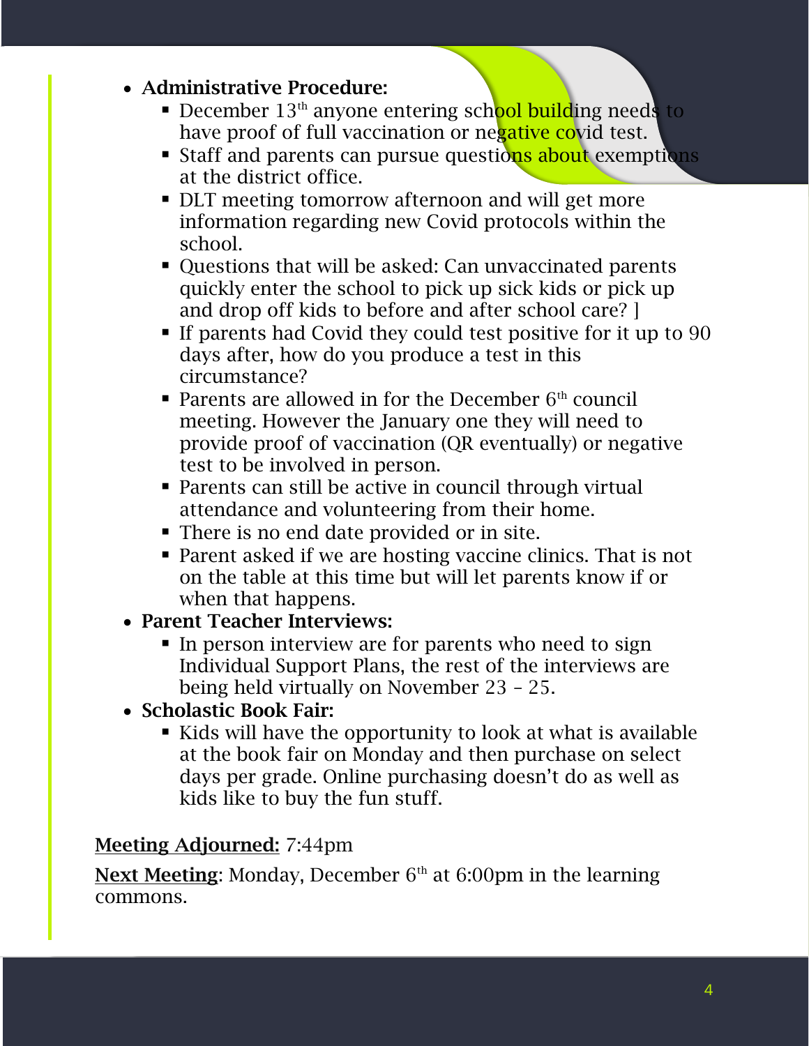- **Administrative Procedure:**
  - December 13th anyone entering school building needs to have proof of full vaccination or negative covid test.
  - Staff and parents can pursue questions about exemptions at the district office.
  - DLT meeting tomorrow afternoon and will get more information regarding new Covid protocols within the school.
  - Questions that will be asked: Can unvaccinated parents quickly enter the school to pick up sick kids or pick up and drop off kids to before and after school care? ]
  - If parents had Covid they could test positive for it up to 90 days after, how do you produce a test in this circumstance?
  - Parents are allowed in for the December 6th council meeting. However the January one they will need to provide proof of vaccination (QR eventually) or negative test to be involved in person.
  - Parents can still be active in council through virtual attendance and volunteering from their home.
  - There is no end date provided or in site.
  - Parent asked if we are hosting vaccine clinics. That is not on the table at this time but will let parents know if or when that happens.
- **Parent Teacher Interviews:**
  - In person interview are for parents who need to sign Individual Support Plans, the rest of the interviews are being held virtually on November 23 – 25.
- **Scholastic Book Fair:**
  - Kids will have the opportunity to look at what is available at the book fair on Monday and then purchase on select days per grade. Online purchasing doesn't do as well as kids like to buy the fun stuff.

**<u>Meeting Adjourned:</u>** 7:44pm

**<u>Next Meeting</u>**: Monday, December 6th at 6:00pm in the learning commons.